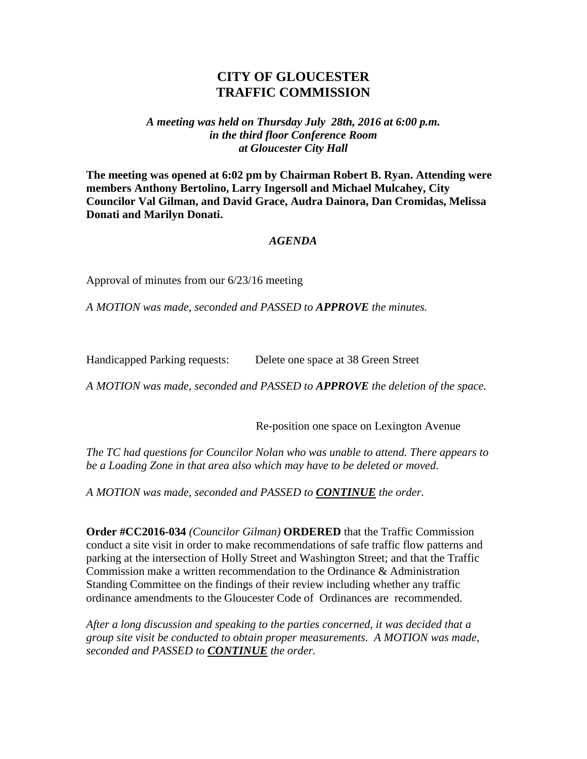# CITY OF GLOUCESTER
# TRAFFIC COMMISSION

***A meeting was held on Thursday July 28th, 2016 at 6:00 p.m. in the third floor Conference Room at Gloucester City Hall***

**The meeting was opened at 6:02 pm by Chairman Robert B. Ryan. Attending were members Anthony Bertolino, Larry Ingersoll and Michael Mulcahey, City Councilor Val Gilman, and David Grace, Audra Dainora, Dan Cromidas, Melissa Donati and Marilyn Donati.**

## *AGENDA*

Approval of minutes from our 6/23/16 meeting

*A MOTION was made, seconded and PASSED to* ***APPROVE*** *the minutes.*

Handicapped Parking requests: Delete one space at 38 Green Street

*A MOTION was made, seconded and PASSED to* ***APPROVE*** *the deletion of the space.*

Re-position one space on Lexington Avenue

*The TC had questions for Councilor Nolan who was unable to attend. There appears to be a Loading Zone in that area also which may have to be deleted or moved.*

*A MOTION was made, seconded and PASSED to* ***<u>CONTINUE</u>*** *the order.*

**Order #CC2016-034** *(Councilor Gilman)* **ORDERED** that the Traffic Commission conduct a site visit in order to make recommendations of safe traffic flow patterns and parking at the intersection of Holly Street and Washington Street; and that the Traffic Commission make a written recommendation to the Ordinance & Administration Standing Committee on the findings of their review including whether any traffic ordinance amendments to the Gloucester Code of Ordinances are recommended.

*After a long discussion and speaking to the parties concerned, it was decided that a group site visit be conducted to obtain proper measurements. A MOTION was made, seconded and PASSED to* ***<u>CONTINUE</u>*** *the order.*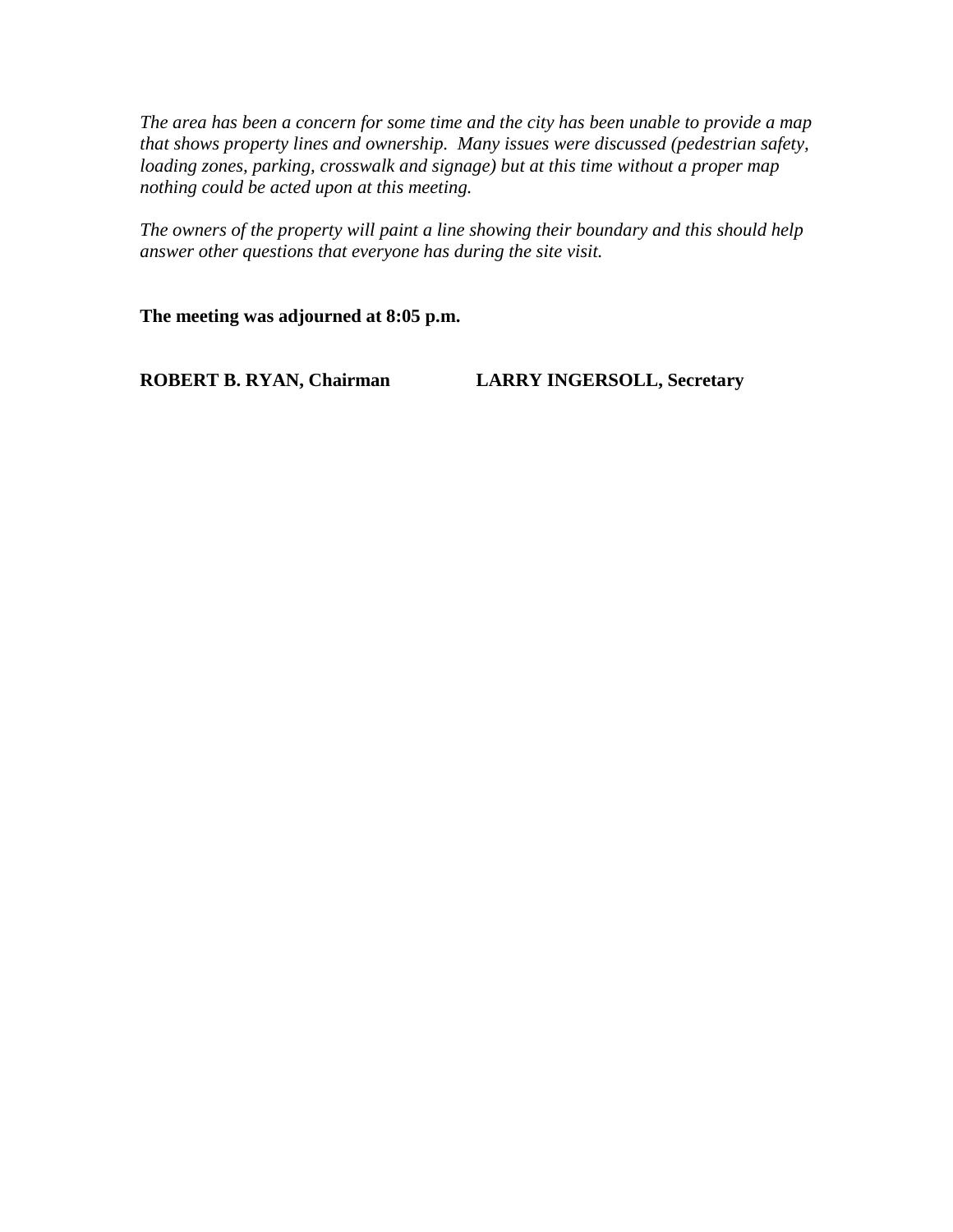*The area has been a concern for some time and the city has been unable to provide a map that shows property lines and ownership. Many issues were discussed (pedestrian safety, loading zones, parking, crosswalk and signage) but at this time without a proper map nothing could be acted upon at this meeting.*

*The owners of the property will paint a line showing their boundary and this should help answer other questions that everyone has during the site visit.*

**The meeting was adjourned at 8:05 p.m.**

**ROBERT B. RYAN, Chairman** **LARRY INGERSOLL, Secretary**